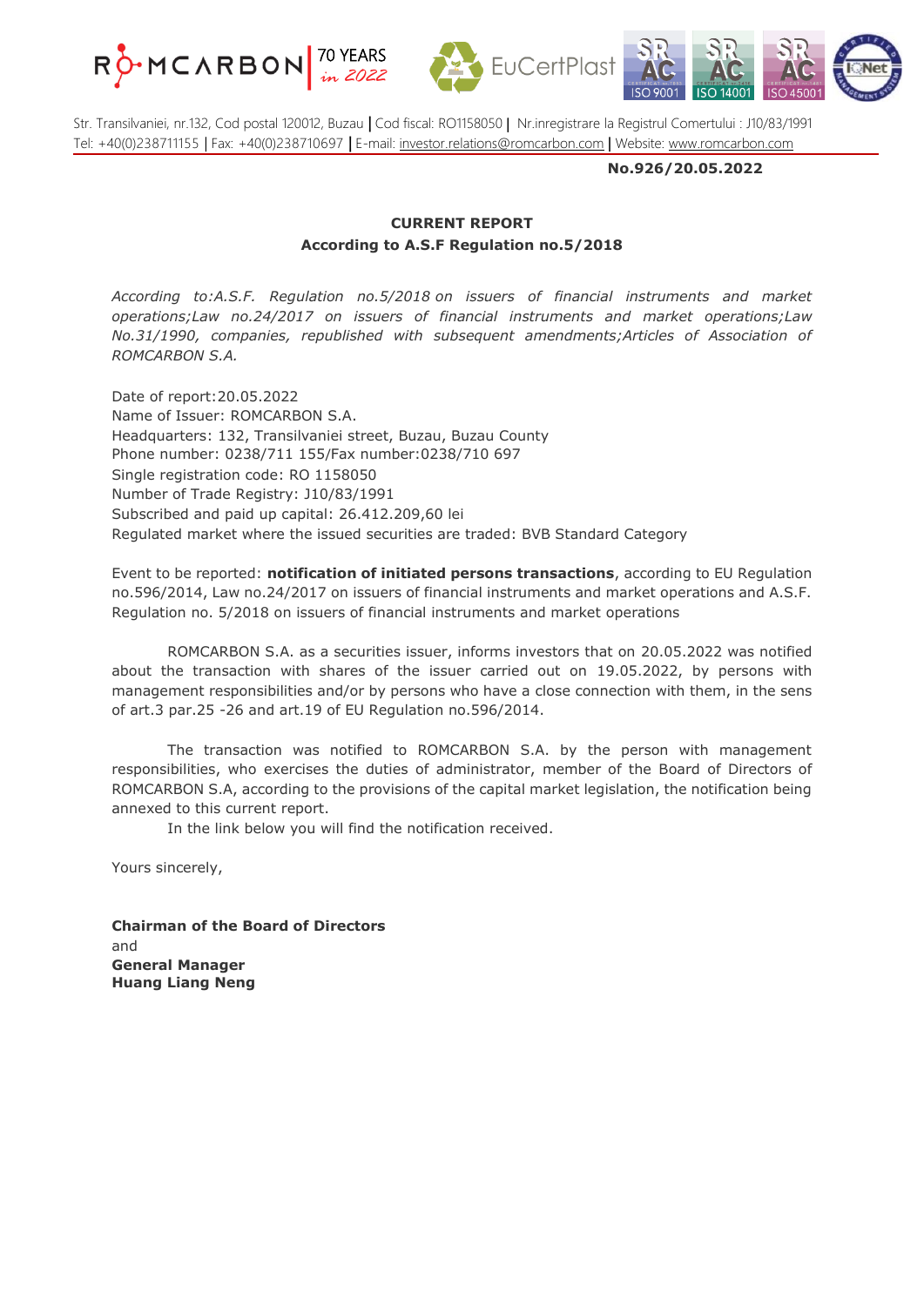Str. Transilvaniei, nr.132, Cod postal 120012, Buzau | Cod fiscal: RO1158050 | Nr.inregistrare la Registrul Comertului : J10/83/1991
Tel: +40(0)238711155 | Fax: +40(0)238710697 | E-mail: investor.relations@romcarbon.com | Website: www.romcarbon.com

**No.926/20.05.2022**

**CURRENT REPORT**
**According to A.S.F Regulation no.5/2018**

*According to:A.S.F. Regulation no.5/2018 on issuers of financial instruments and market operations;Law no.24/2017 on issuers of financial instruments and market operations;Law No.31/1990, companies, republished with subsequent amendments;Articles of Association of ROMCARBON S.A.*

Date of report:20.05.2022
Name of Issuer: ROMCARBON S.A.
Headquarters: 132, Transilvaniei street, Buzau, Buzau County
Phone number: 0238/711 155/Fax number:0238/710 697
Single registration code: RO 1158050
Number of Trade Registry: J10/83/1991
Subscribed and paid up capital: 26.412.209,60 lei
Regulated market where the issued securities are traded: BVB Standard Category

Event to be reported: **notification of initiated persons transactions**, according to EU Regulation no.596/2014, Law no.24/2017 on issuers of financial instruments and market operations and A.S.F. Regulation no. 5/2018 on issuers of financial instruments and market operations

ROMCARBON S.A. as a securities issuer, informs investors that on 20.05.2022 was notified about the transaction with shares of the issuer carried out on 19.05.2022, by persons with management responsibilities and/or by persons who have a close connection with them, in the sens of art.3 par.25 -26 and art.19 of EU Regulation no.596/2014.

The transaction was notified to ROMCARBON S.A. by the person with management responsibilities, who exercises the duties of administrator, member of the Board of Directors of ROMCARBON S.A, according to the provisions of the capital market legislation, the notification being annexed to this current report.

In the link below you will find the notification received.

Yours sincerely,

**Chairman of the Board of Directors**
and
**General Manager**
**Huang Liang Neng**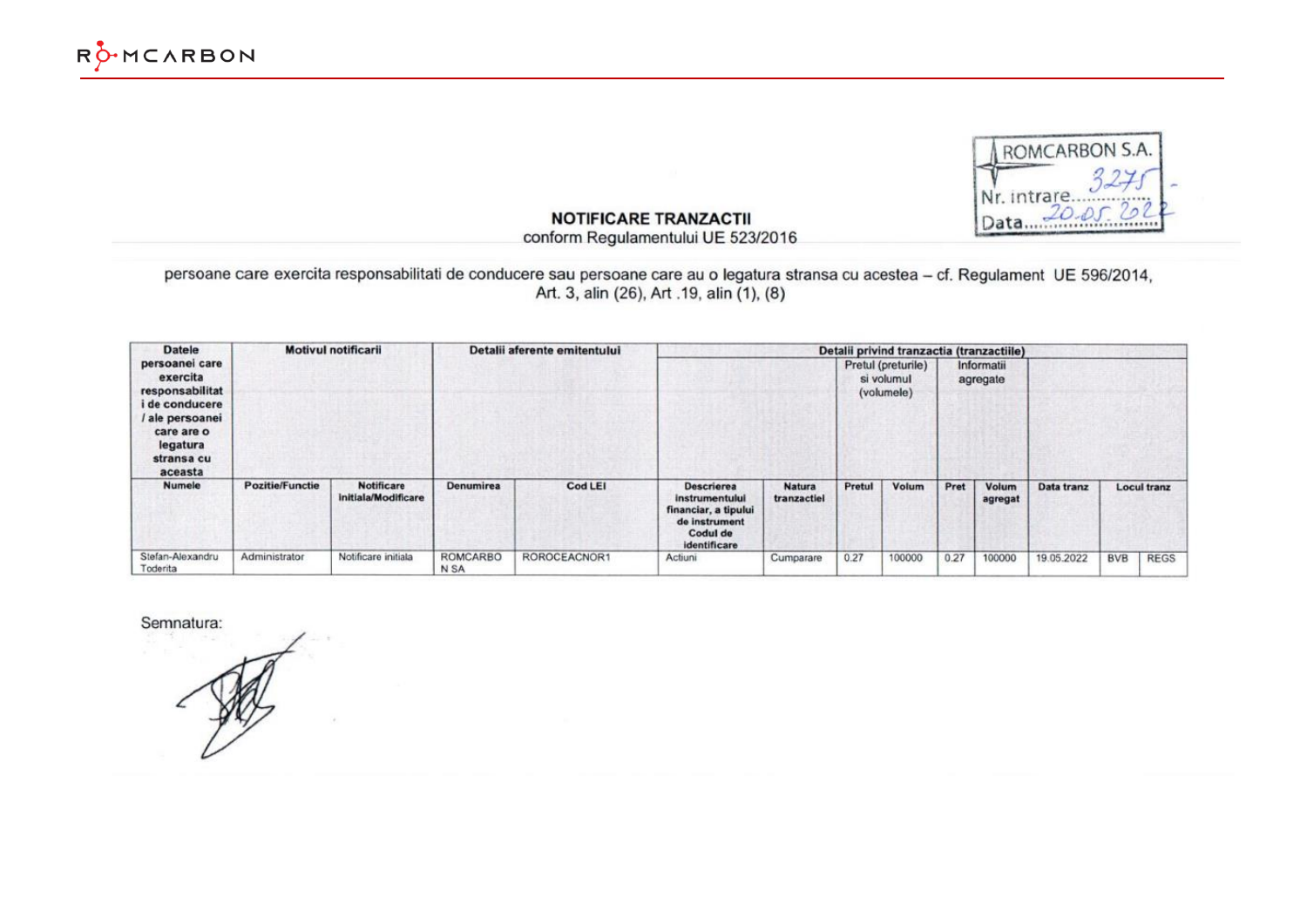ROMCARBON S.A.
Nr. intrare 3275
Data 20.05.2022

## NOTIFICARE TRANZACTII

conform Regulamentului UE 523/2016

persoane care exercita responsabilitati de conducere sau persoane care au o legatura stransa cu acestea – cf. Regulament UE 596/2014, Art. 3, alin (26), Art .19, alin (1), (8)

| Datele persoanei care exercita responsabilitati de conducere / ale persoanei care are o legatura stransa cu aceasta | Motivul notificarii | | Detalii aferente emitentului | | Detalii privind tranzactia (tranzactiile) | | | | | | | | |
|---|---|---|---|---|---|---|---|---|---|---|---|---|---|
| | | | | | | | Pretul (preturile) si volumul (volumele) | | Informatii agregate | | | | |
| **Numele** | **Pozitie/Functie** | **Notificare initiala/Modificare** | **Denumirea** | **Cod LEI** | **Descrierea instrumentului financiar, a tipului de instrument Codul de identificare** | **Natura tranzactiei** | **Pretul** | **Volum** | **Pret** | **Volum agregat** | **Data tranz** | **Locul tranz** | |
| Stefan-Alexandru Toderita | Administrator | Notificare initiala | ROMCARBON SA | ROROCEACNOR1 | Actiuni | Cumparare | 0.27 | 100000 | 0.27 | 100000 | 19.05.2022 | BVB | REGS |

Semnatura: